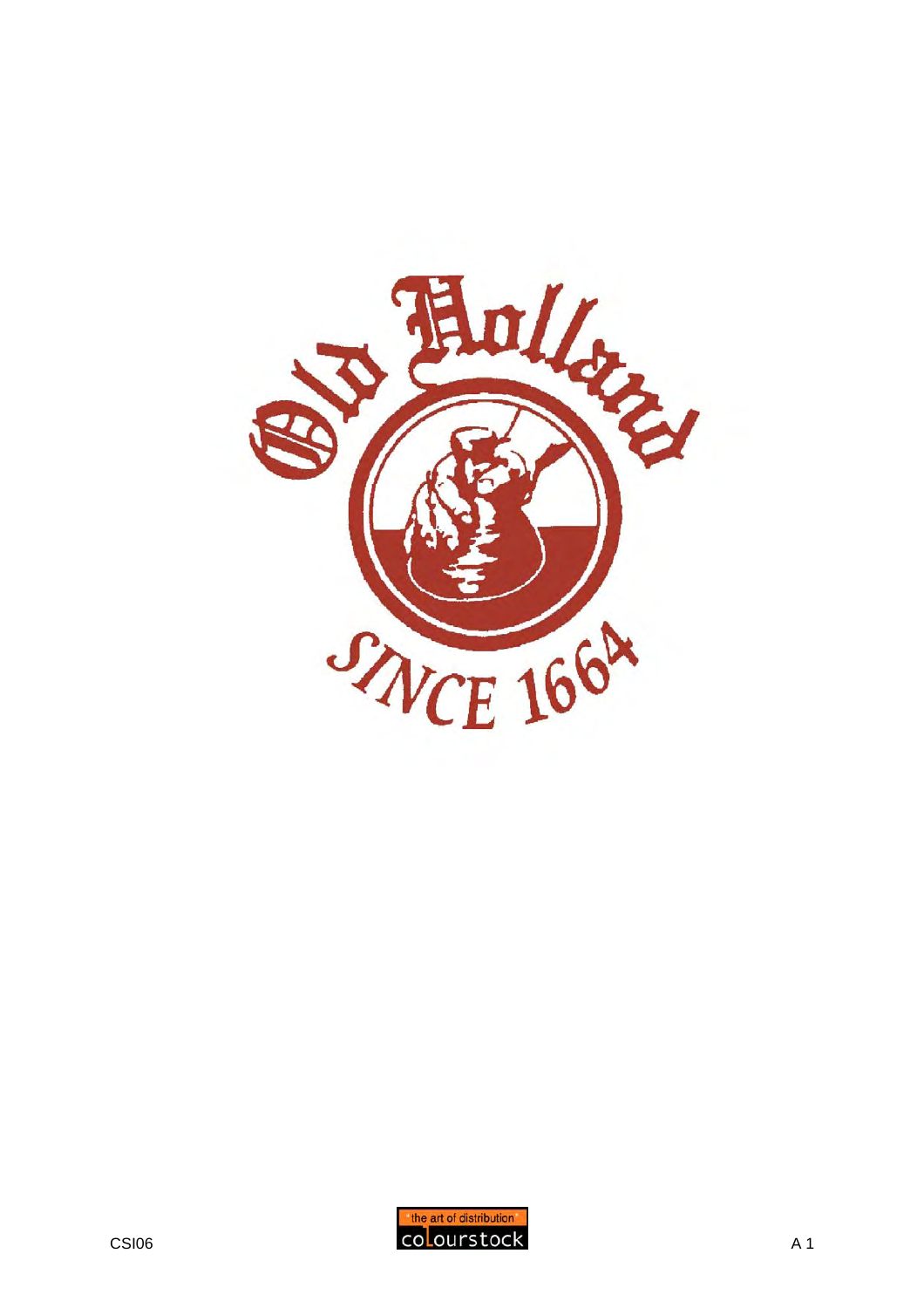# Old Holland

SINCE 1664

the art of distribution

colourstock

CSI06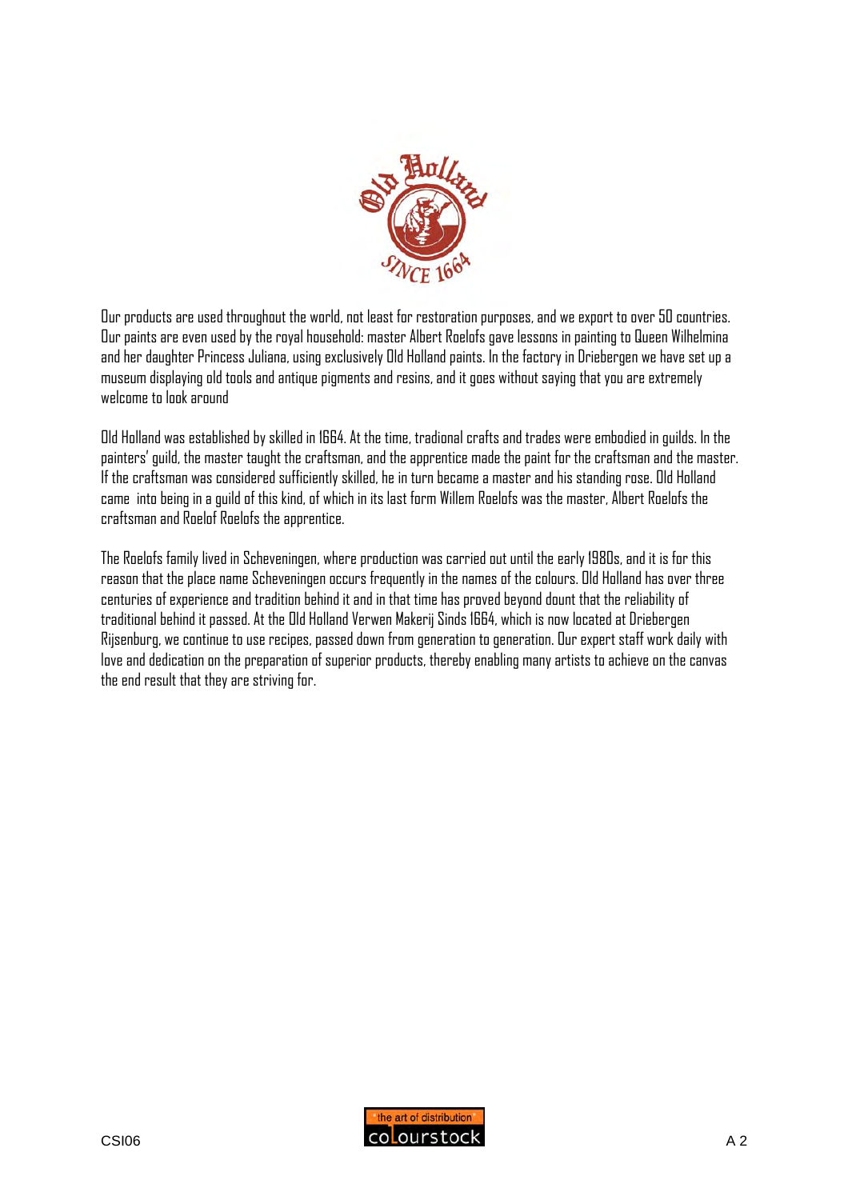Our products are used throughout the world, not least for restoration purposes, and we export to over 50 countries. Our paints are even used by the royal household: master Albert Roelofs gave lessons in painting to Queen Wilhelmina and her daughter Princess Juliana, using exclusively Old Holland paints. In the factory in Driebergen we have set up a museum displaying old tools and antique pigments and resins, and it goes without saying that you are extremely welcome to look around

Old Holland was established by skilled in 1664. At the time, tradional crafts and trades were embodied in guilds. In the painters' guild, the master taught the craftsman, and the apprentice made the paint for the craftsman and the master. If the craftsman was considered sufficiently skilled, he in turn became a master and his standing rose. Old Holland came  into being in a guild of this kind, of which in its last form Willem Roelofs was the master, Albert Roelofs the craftsman and Roelof Roelofs the apprentice.

The Roelofs family lived in Scheveningen, where production was carried out until the early 1980s, and it is for this reason that the place name Scheveningen occurs frequently in the names of the colours. Old Holland has over three centuries of experience and tradition behind it and in that time has proved beyond dount that the reliability of traditional behind it passed. At the Old Holland Verwen Makerij Sinds 1664, which is now located at Driebergen Rijsenburg, we continue to use recipes, passed down from generation to generation. Our expert staff work daily with love and dedication on the preparation of superior products, thereby enabling many artists to achieve on the canvas the end result that they are striving for.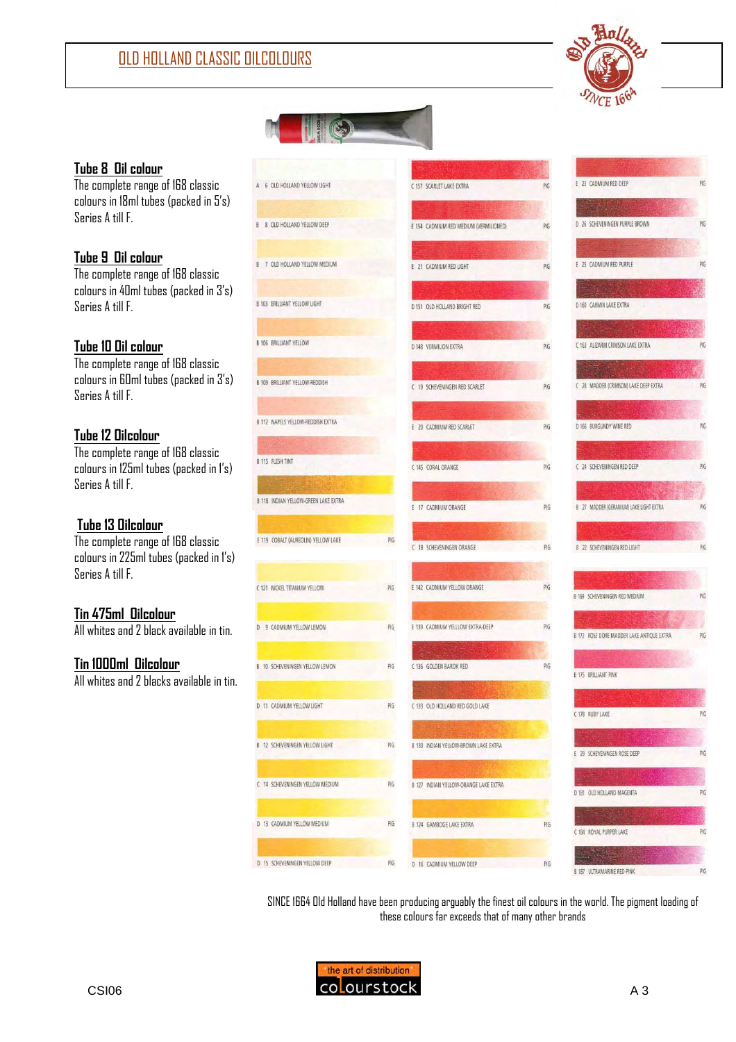# OLD HOLLAND CLASSIC OILCOLOURS

## Tube 8 Oil colour

The complete range of 168 classic colours in 18ml tubes (packed in 5's) Series A till F.

## Tube 9 Oil colour

The complete range of 168 classic colours in 40ml tubes (packed in 3's) Series A till F.

## Tube 10 Oil colour

The complete range of 168 classic colours in 60ml tubes (packed in 3's) Series A till F.

## Tube 12 Oilcolour

The complete range of 168 classic colours in 125ml tubes (packed in 1's) Series A till F.

## Tube 13 Oilcolour

The complete range of 168 classic colours in 225ml tubes (packed in 1's) Series A till F.

## Tin 475ml Oilcolour

All whites and 2 black available in tin.

## Tin 1000ml Oilcolour

All whites and 2 blacks available in tin.

| Series | No. | Colour | PIG |
|---|---|---|---|
| A | 6 | OLD HOLLAND YELLOW LIGHT | |
| B | 8 | OLD HOLLAND YELLOW DEEP | |
| B | 7 | OLD HOLLAND YELLOW MEDIUM | |
| B | 103 | BRILLIANT YELLOW LIGHT | |
| B | 106 | BRILLIANT YELLOW | |
| B | 109 | BRILLIANT YELLOW-REDDISH | |
| B | 112 | NAPELS YELLOW-REDDISH EXTRA | |
| B | 115 | FLESH TINT | |
| B | 118 | INDIAN YELLOW-GREEN LAKE EXTRA | |
| E | 119 | COBALT (AUREOLIN) YELLOW LAKE | PIG |
| C | 121 | NICKEL TITANIUM YELLOW | PIG |
| D | 9 | CADMIUM YELLOW LEMON | PIG |
| B | 10 | SCHEVENINGEN YELLOW LEMON | PIG |
| D | 11 | CADMIUM YELLOW LIGHT | PIG |
| B | 12 | SCHEVENINGEN YELLOW LIGHT | PIG |
| C | 14 | SCHEVENINGEN YELLOW MEDIUM | PIG |
| D | 13 | CADMIUM YELLOW MEDIUM | PIG |
| D | 15 | SCHEVENINGEN YELLOW DEEP | PIG |
| C | 157 | SCARLET LAKE EXTRA | PIG |
| E | 154 | CADMIUM RED MEDIUM (VERMILIONED) | PIG |
| E | 21 | CADMIUM RED LIGHT | PIG |
| D | 151 | OLD HOLLAND BRIGHT RED | PIG |
| D | 148 | VERMILION EXTRA | PIG |
| C | 19 | SCHEVENINGEN RED SCARLET | PIG |
| E | 20 | CADMIUM RED SCARLET | PIG |
| C | 145 | CORAL ORANGE | PIG |
| E | 17 | CADMIUM ORANGE | PIG |
| C | 18 | SCHEVENINGEN ORANGE | PIG |
| E | 142 | CADMIUM YELLOW ORANGE | PIG |
| E | 139 | CADMIUM YELLOW EXTRA-DEEP | PIG |
| C | 136 | GOLDEN BAROK RED | PIG |
| C | 133 | OLD HOLLAND RED GOLD LAKE | |
| B | 130 | INDIAN YELLOW-BROWN LAKE EXTRA | |
| B | 127 | INDIAN YELLOW-ORANGE LAKE EXTRA | |
| B | 124 | GAMBOGE LAKE EXTRA | PIG |
| D | 16 | CADMIUM YELLOW DEEP | PIG |
| E | 23 | CADMIUM RED DEEP | PIG |
| D | 26 | SCHEVENINGEN PURPLE BROWN | PIG |
| E | 25 | CADMIUM RED PURPLE | PIG |
| D | 160 | CARMIN LAKE EXTRA | |
| C | 163 | ALIZARIN CRIMSON LAKE EXTRA | PIG |
| C | 28 | MADDER (CRIMSON) LAKE DEEP EXTRA | PIG |
| D | 166 | BURGUNDY WINE RED | PIG |
| C | 24 | SCHEVENINGEN RED DEEP | PIG |
| B | 27 | MADDER (GERANIUM) LAKE LIGHT EXTRA | PIG |
| B | 22 | SCHEVENINGEN RED LIGHT | PIG |
| B | 169 | SCHEVENINGEN RED MEDIUM | PIG |
| B | 172 | ROSE DORE MADDER LAKE ANTIQUE EXTRA | PIG |
| B | 175 | BRILLIANT PINK | |
| C | 178 | RUBY LAKE | PIG |
| E | 29 | SCHEVENINGEN ROSE DEEP | PIG |
| D | 181 | OLD HOLLAND MAGENTA | PIG |
| C | 184 | ROYAL PURPER LAKE | PIG |
| B | 187 | ULTRAMARINE RED-PINK | PIG |

SINCE 1664 Old Holland have been producing arguably the finest oil colours in the world. The pigment loading of these colours far exceeds that of many other brands

the art of distribution
colourstock

CSI06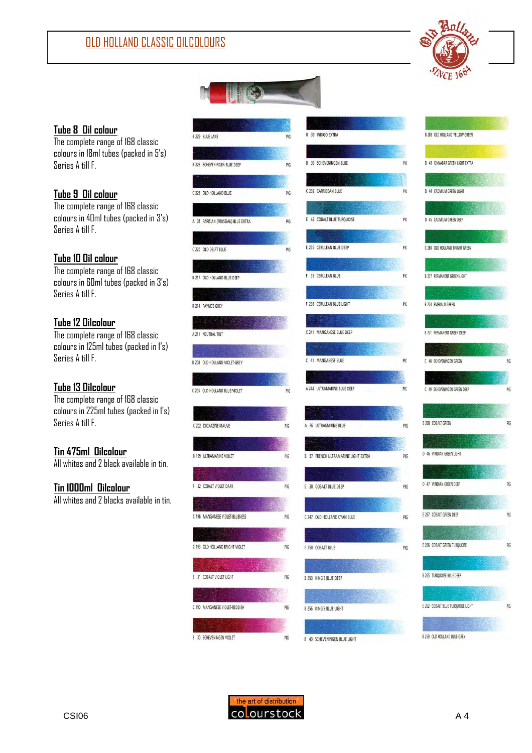# OLD HOLLAND CLASSIC OILCOLOURS

**Tube 8 Oil colour**
The complete range of 168 classic colours in 18ml tubes (packed in 5's) Series A till F.

**Tube 9 Oil colour**
The complete range of 168 classic colours in 40ml tubes (packed in 3's) Series A till F.

**Tube 10 Oil colour**
The complete range of 168 classic colours in 60ml tubes (packed in 3's) Series A till F.

**Tube 12 Oilcolour**
The complete range of 168 classic colours in 125ml tubes (packed in 1's) Series A till F.

**Tube 13 Oilcolour**
The complete range of 168 classic colours in 225ml tubes (packed in 1's) Series A till F.

**Tin 475ml Oilcolour**
All whites and 2 black available in tin.

**Tin 1000ml Oilcolour**
All whites and 2 blacks available in tin.

B 229 BLUE LAKE PIG
B 226 SCHEVENINGEN BLUE DEEP PIG
C 223 OLD HOLLAND BLUE PIG
A 34 PARISIAN (PRUSSIAN) BLUE EXTRA PIG
C 220 OLD DELFT BLUE PIG
B 217 OLD HOLLAND BLUE DEEP
B 214 PAYNE'S GREY
A 211 NEUTRAL TINT
B 208 OLD HOLLAND VIOLET-GREY
C 205 OLD HOLLAND BLUE-VIOLET PIG
C 202 DIOXAZINE MAUVE PIG
B 199 ULTRAMARINE VIOLET PIG
F 32 COBALT VIOLET DARK PIG
C 196 MANGANESE VIOLET-BLUENESS PIG
C 193 OLD HOLLAND BRIGHT VIOLET PIG
E 31 COBALT VIOLET LIGHT PIG
C 190 MANGANESE VIOLET-REDDISH PIG
E 30 SCHEVENINGEN VIOLET PIG

B 33 INDIGO EXTRA
B 35 SCHEVENINGEN BLUE PIG
C 232 CARRIBEAN BLUE PIG
E 42 COBALT BLUE TURQUOISE PIG
E 235 CERULEAN BLUE DEEP PIG
F 39 CERULEAN BLUE PIG
F 238 CERULEAN BLUE LIGHT PIG
C 241 MANGANESE BLUE DEEP
C 41 MANGANESE BLUE PIG
A 244 ULTRAMARINE BLUE DEEP PIG
A 36 ULTRAMARINE BLUE PIG
B 37 FRENCH ULTRAMARINE LIGHT EXTRA PIG
E 38 COBALT BLUE DEEP PIG
C 247 OLD HOLLAND CYAN BLUE PIG
E 250 COBALT BLUE PIG
B 253 KING'S BLUE DEEP
B 256 KING'S BLUE LIGHT
B 40 SCHEVENINGEN BLUE LIGHT

B 283 OLD HOLLAND YELLOW-GREEN
D 43 CINNABAR GREEN LIGHT EXTRA
D 44 CADMIUM GREEN LIGHT
D 45 CADMIUM GREEN DEEP
C 280 OLD HOLLAND BRIGHT GREEN
B 277 PERMANENT GREEN LIGHT
B 274 EMERALD GREEN
B 271 PERMANENT GREEN DEEP
C 48 SCHEVENINGEN GREEN PIG
C 49 SCHEVENINGEN GREEN DEEP PIG
E 268 COBALT GREEN PIG
D 46 VIRIDIAN GREEN LIGHT
D 47 VIRIDIAN GREEN DEEP PIG
E 267 COBALT GREEN DEEP PIG
E 266 COBALT GREEN TURQUOISE PIG
B 265 TURQUOISE BLUE DEEP
E 262 COBALT BLUE TURQUOISE LIGHT PIG
B 259 OLD HOLLAND BLUE-GREY

CSI06

the art of distribution
colourstock

A 4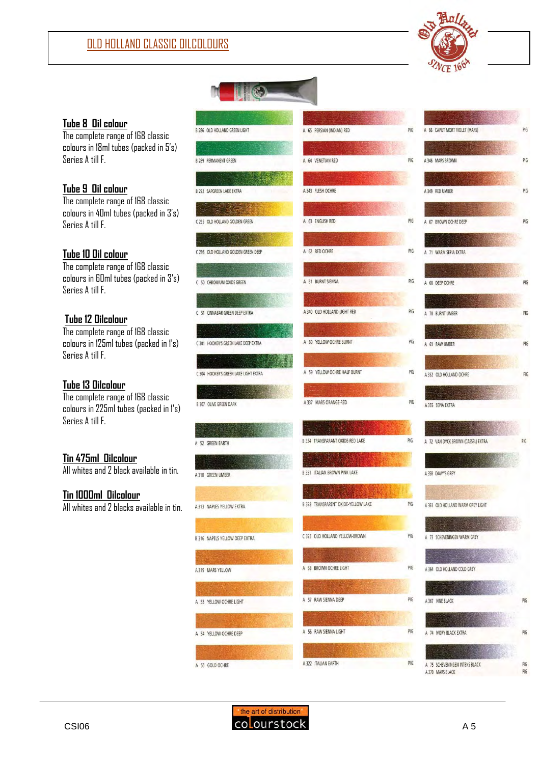# OLD HOLLAND CLASSIC OILCOLOURS

**Tube 8 Oil colour**
The complete range of 168 classic colours in 18ml tubes (packed in 5's)
Series A till F.

**Tube 9 Oil colour**
The complete range of 168 classic colours in 40ml tubes (packed in 3's)
Series A till F.

**Tube 10 Oil colour**
The complete range of 168 classic colours in 60ml tubes (packed in 3's)
Series A till F.

**Tube 12 Oilcolour**
The complete range of 168 classic colours in 125ml tubes (packed in 1's)
Series A till F.

**Tube 13 Oilcolour**
The complete range of 168 classic colours in 225ml tubes (packed in 1's)
Series A till F.

**Tin 475ml Oilcolour**
All whites and 2 black available in tin.

**Tin 1000ml Oilcolour**
All whites and 2 blacks available in tin.

B 286 OLD HOLLAND GREEN LIGHT
B 289 PERMANENT GREEN
B 292 SAPGREEN LAKE EXTRA
C 295 OLD HOLLAND GOLDEN GREEN
C 298 OLD HOLLAND GOLDEN GREEN DEEP
C 50 CHROMIUM OXIDE GREEN
C 51 CINNABAR GREEN DEEP EXTRA
C 301 HOOKER'S GREEN LAKE DEEP EXTRA
C 304 HOOKER'S GREEN LAKE LIGHT EXTRA
B 307 OLIVE GREEN DARK
A 52 GREEN EARTH
A 310 GREEN UMBER
A 313 NAPLES YELLOW EXTRA
B 316 NAPELS YELLOW DEEP EXTRA
A 319 MARS YELLOW
A 53 YELLOW OCHRE LIGHT
A 54 YELLOW OCHRE DEEP
A 55 GOLD OCHRE

A 65 PERSIAN (INDIAN) RED PIG
A 64 VENETIAN RED PIG
A 343 FLESH OCHRE
A 63 ENGLISH RED PIG
A 62 RED OCHRE PIG
A 61 BURNT SIENNA PIG
A 340 OLD HOLLAND LIGHT RED PIG
A 60 YELLOW OCHRE BURNT PIG
A 59 YELLOW OCHRE HALF BURNT PIG
A 337 MARS ORANGE-RED PIG
B 334 TRANSPARANT OXIDE-RED LAKE PIG
B 331 ITALIAN BROWN PINK LAKE
B 328 TRANSPARENT OXIDE-YELLOW LAKE PIG
C 325 OLD HOLLAND YELLOW-BROWN PIG
A 58 BROWN OCHRE LIGHT PIG
A 57 RAW SIENNA DEEP PIG
A 56 RAW SIENNA LIGHT PIG
A 322 ITALIAN EARTH PIG

A 66 CAPUT MORT VIOLET (MARS) PIG
A 346 MARS BROWN PIG
A 349 RED UMBER PIG
A 67 BROWN OCHRE DEEP PIG
A 71 WARM SEPIA EXTRA
A 68 DEEP OCHRE PIG
A 70 BURNT UMBER PIG
A 69 RAW UMBER PIG
A 352 OLD HOLLAND OCHRE PIG
A 355 SEPIA EXTRA
A 72 VAN DYCK BROWN (CASSEL) EXTRA PIG
A 358 DAVY'S GREY
A 361 OLD HOLLAND WARM GREY LIGHT
A 73 SCHEVENINGEN WARM GREY
A 364 OLD HOLLAND COLD GREY
A 367 VINE BLACK PIG
A 74 IVORY BLACK EXTRA PIG
A 75 SCHEVENINGEN INTENS BLACK PIG
A 370 MARS BLACK PIG

CSI06

A 5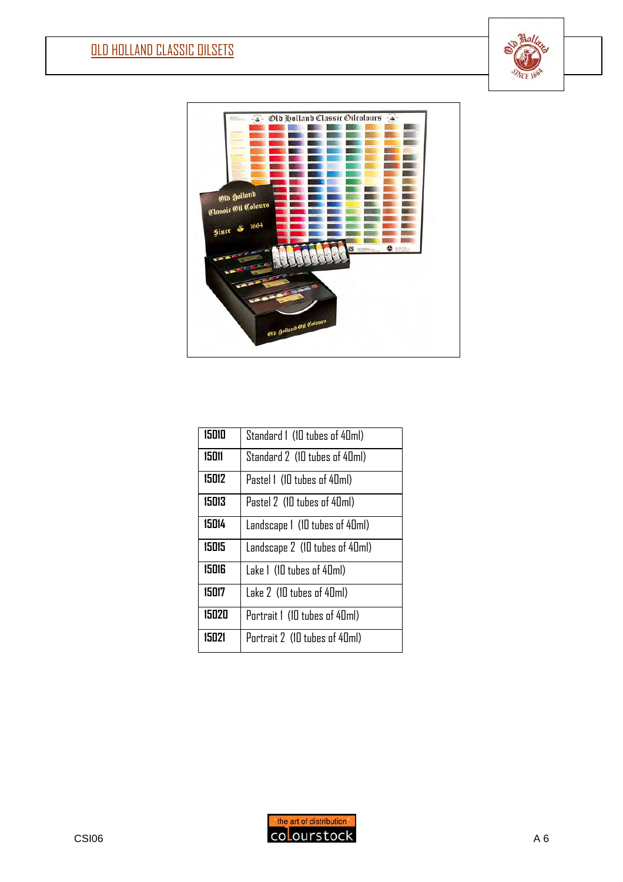# OLD HOLLAND CLASSIC OILSETS

| | |
|---|---|
| **15010** | Standard 1 (10 tubes of 40ml) |
| **15011** | Standard 2 (10 tubes of 40ml) |
| **15012** | Pastel 1 (10 tubes of 40ml) |
| **15013** | Pastel 2 (10 tubes of 40ml) |
| **15014** | Landscape 1 (10 tubes of 40ml) |
| **15015** | Landscape 2 (10 tubes of 40ml) |
| **15016** | Lake 1 (10 tubes of 40ml) |
| **15017** | Lake 2 (10 tubes of 40ml) |
| **15020** | Portrait 1 (10 tubes of 40ml) |
| **15021** | Portrait 2 (10 tubes of 40ml) |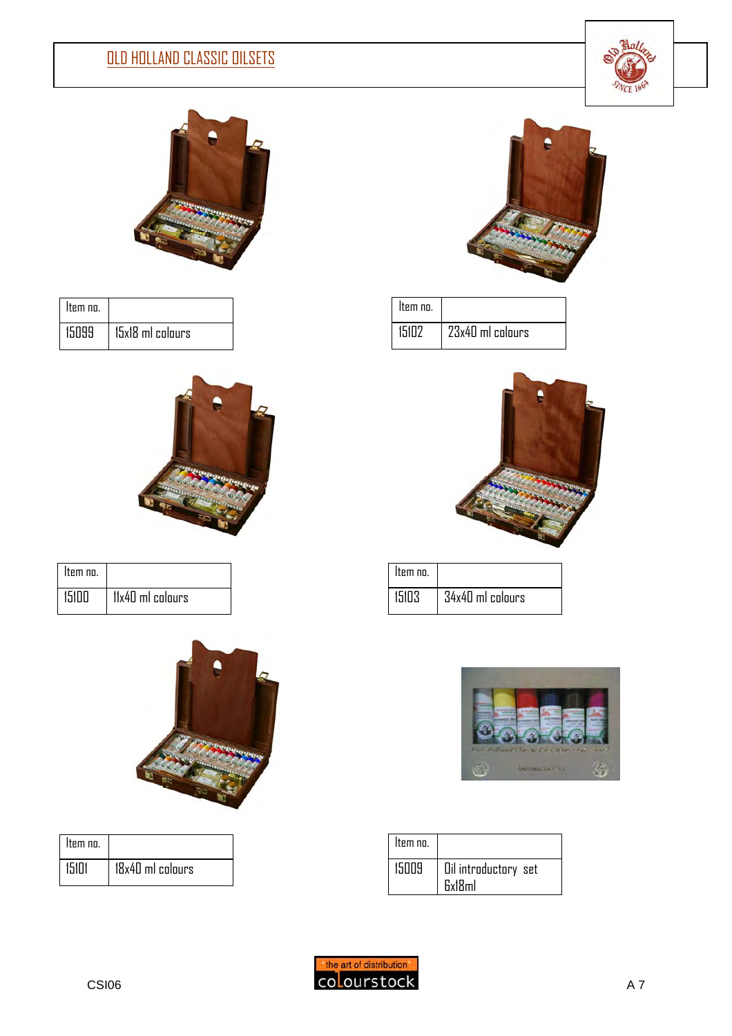# OLD HOLLAND CLASSIC OILSETS

| Item no. | |
|---|---|
| 15099 | 15x18 ml colours |

| Item no. | |
|---|---|
| 15102 | 23x40 ml colours |

| Item no. | |
|---|---|
| 15100 | 11x40 ml colours |

| Item no. | |
|---|---|
| 15103 | 34x40 ml colours |

| Item no. | |
|---|---|
| 15101 | 18x40 ml colours |

| Item no. | |
|---|---|
| 15009 | Oil introductory set 6x18ml |